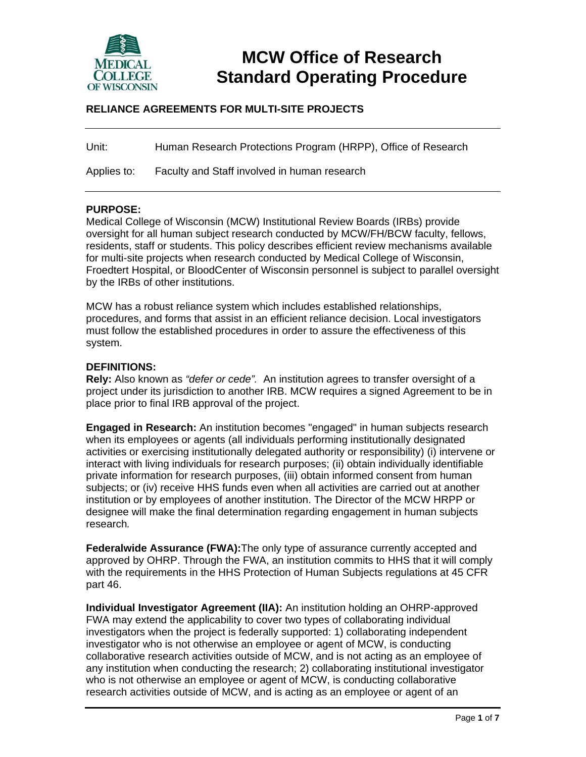# MCW Office of Research Standard Operating Procedure

## RELIANCE AGREEMENTS FOR MULTI-SITE PROJECTS

Unit: Human Research Protections Program (HRPP), Office of Research

Applies to: Faculty and Staff involved in human research

---

**PURPOSE:**

Medical College of Wisconsin (MCW) Institutional Review Boards (IRBs) provide oversight for all human subject research conducted by MCW/FH/BCW faculty, fellows, residents, staff or students. This policy describes efficient review mechanisms available for multi-site projects when research conducted by Medical College of Wisconsin, Froedtert Hospital, or BloodCenter of Wisconsin personnel is subject to parallel oversight by the IRBs of other institutions.

MCW has a robust reliance system which includes established relationships, procedures, and forms that assist in an efficient reliance decision. Local investigators must follow the established procedures in order to assure the effectiveness of this system.

**DEFINITIONS:**

**Rely:** Also known as *"defer or cede".* An institution agrees to transfer oversight of a project under its jurisdiction to another IRB. MCW requires a signed Agreement to be in place prior to final IRB approval of the project.

**Engaged in Research:** An institution becomes "engaged" in human subjects research when its employees or agents (all individuals performing institutionally designated activities or exercising institutionally delegated authority or responsibility) (i) intervene or interact with living individuals for research purposes; (ii) obtain individually identifiable private information for research purposes, (iii) obtain informed consent from human subjects; or (iv) receive HHS funds even when all activities are carried out at another institution or by employees of another institution. The Director of the MCW HRPP or designee will make the final determination regarding engagement in human subjects research*.*

**Federalwide Assurance (FWA):**The only type of assurance currently accepted and approved by OHRP. Through the FWA, an institution commits to HHS that it will comply with the requirements in the HHS Protection of Human Subjects regulations at 45 CFR part 46.

**Individual Investigator Agreement (IIA):** An institution holding an OHRP-approved FWA may extend the applicability to cover two types of collaborating individual investigators when the project is federally supported: 1) collaborating independent investigator who is not otherwise an employee or agent of MCW, is conducting collaborative research activities outside of MCW, and is not acting as an employee of any institution when conducting the research; 2) collaborating institutional investigator who is not otherwise an employee or agent of MCW, is conducting collaborative research activities outside of MCW, and is acting as an employee or agent of an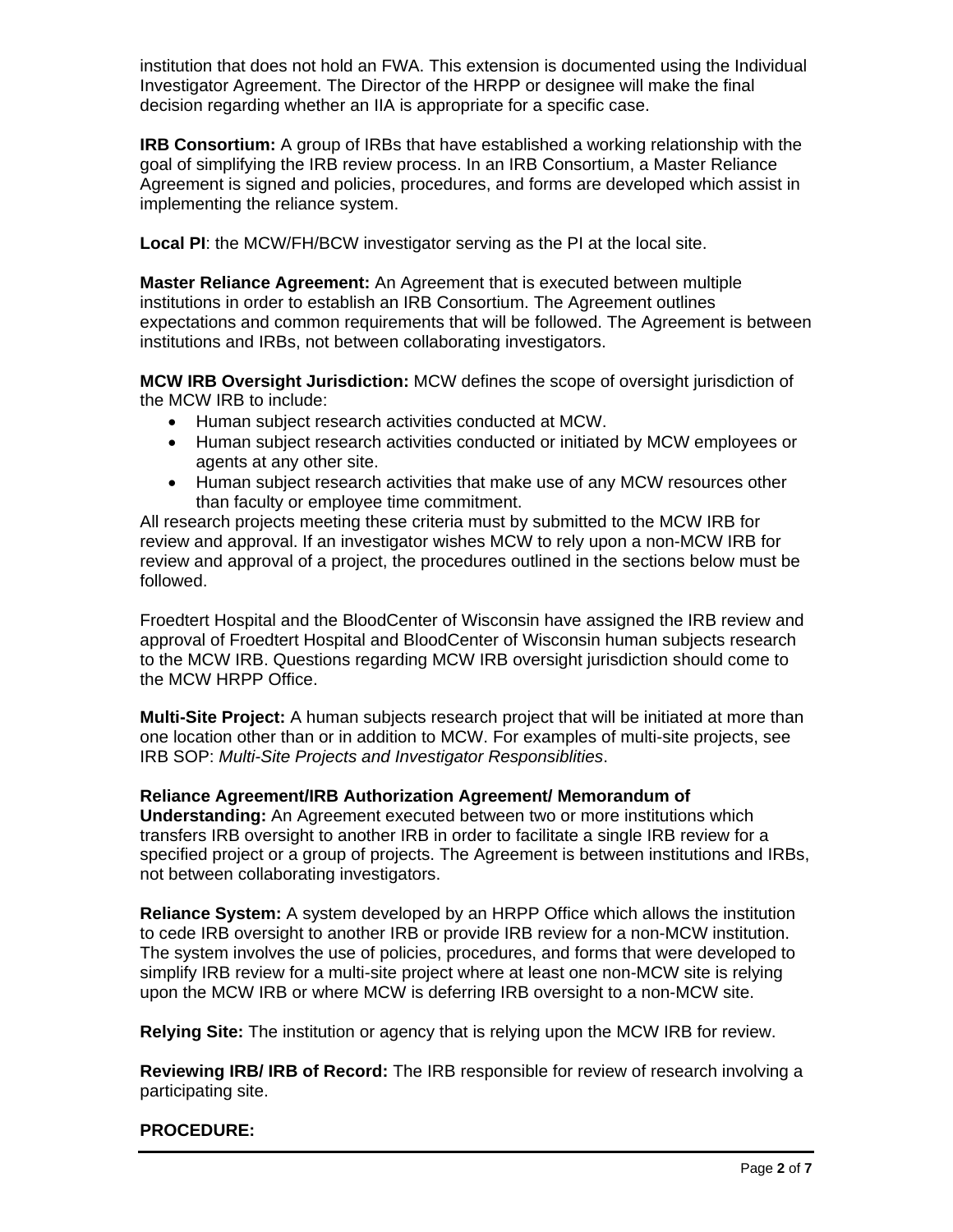institution that does not hold an FWA. This extension is documented using the Individual Investigator Agreement. The Director of the HRPP or designee will make the final decision regarding whether an IIA is appropriate for a specific case.

**IRB Consortium:** A group of IRBs that have established a working relationship with the goal of simplifying the IRB review process. In an IRB Consortium, a Master Reliance Agreement is signed and policies, procedures, and forms are developed which assist in implementing the reliance system.

**Local PI**: the MCW/FH/BCW investigator serving as the PI at the local site.

**Master Reliance Agreement:** An Agreement that is executed between multiple institutions in order to establish an IRB Consortium. The Agreement outlines expectations and common requirements that will be followed. The Agreement is between institutions and IRBs, not between collaborating investigators.

**MCW IRB Oversight Jurisdiction:** MCW defines the scope of oversight jurisdiction of the MCW IRB to include:

- Human subject research activities conducted at MCW.
- Human subject research activities conducted or initiated by MCW employees or agents at any other site.
- Human subject research activities that make use of any MCW resources other than faculty or employee time commitment.

All research projects meeting these criteria must by submitted to the MCW IRB for review and approval. If an investigator wishes MCW to rely upon a non-MCW IRB for review and approval of a project, the procedures outlined in the sections below must be followed.

Froedtert Hospital and the BloodCenter of Wisconsin have assigned the IRB review and approval of Froedtert Hospital and BloodCenter of Wisconsin human subjects research to the MCW IRB. Questions regarding MCW IRB oversight jurisdiction should come to the MCW HRPP Office.

**Multi-Site Project:** A human subjects research project that will be initiated at more than one location other than or in addition to MCW. For examples of multi-site projects, see IRB SOP: *Multi-Site Projects and Investigator Responsiblities*.

**Reliance Agreement/IRB Authorization Agreement/ Memorandum of Understanding:** An Agreement executed between two or more institutions which transfers IRB oversight to another IRB in order to facilitate a single IRB review for a specified project or a group of projects. The Agreement is between institutions and IRBs, not between collaborating investigators.

**Reliance System:** A system developed by an HRPP Office which allows the institution to cede IRB oversight to another IRB or provide IRB review for a non-MCW institution. The system involves the use of policies, procedures, and forms that were developed to simplify IRB review for a multi-site project where at least one non-MCW site is relying upon the MCW IRB or where MCW is deferring IRB oversight to a non-MCW site.

**Relying Site:** The institution or agency that is relying upon the MCW IRB for review.

**Reviewing IRB/ IRB of Record:** The IRB responsible for review of research involving a participating site.

**PROCEDURE:**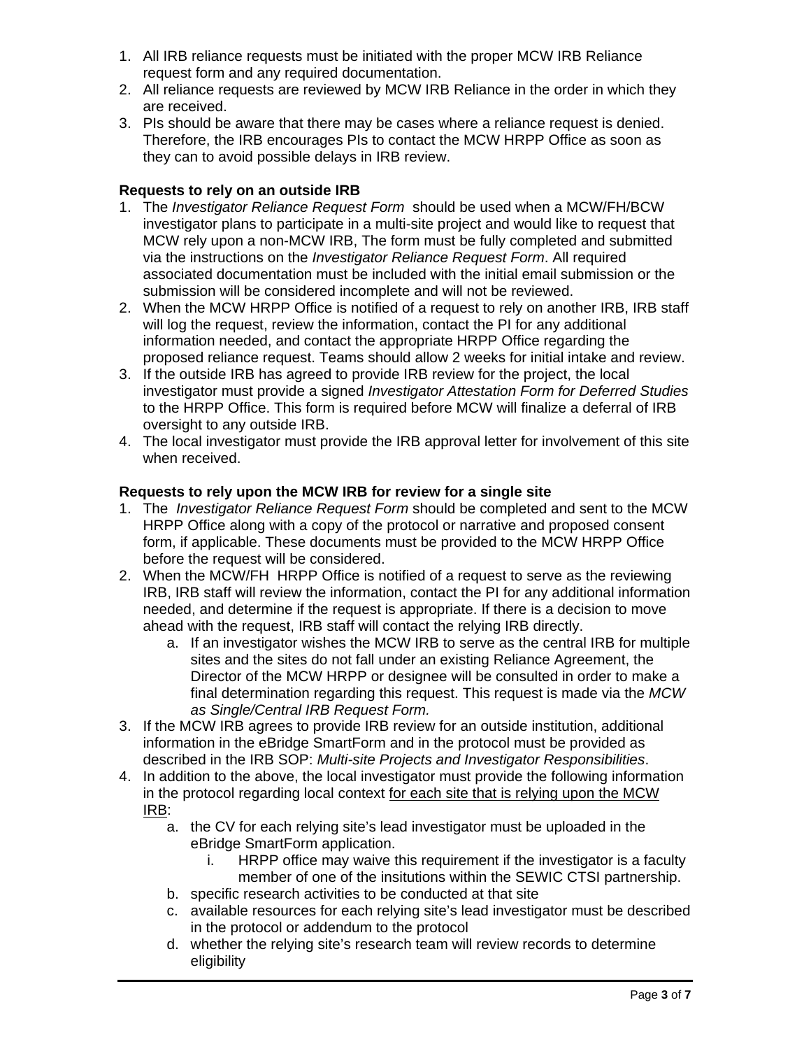1. All IRB reliance requests must be initiated with the proper MCW IRB Reliance request form and any required documentation.
2. All reliance requests are reviewed by MCW IRB Reliance in the order in which they are received.
3. PIs should be aware that there may be cases where a reliance request is denied. Therefore, the IRB encourages PIs to contact the MCW HRPP Office as soon as they can to avoid possible delays in IRB review.

**Requests to rely on an outside IRB**

1. The *Investigator Reliance Request Form* should be used when a MCW/FH/BCW investigator plans to participate in a multi-site project and would like to request that MCW rely upon a non-MCW IRB, The form must be fully completed and submitted via the instructions on the *Investigator Reliance Request Form*. All required associated documentation must be included with the initial email submission or the submission will be considered incomplete and will not be reviewed.
2. When the MCW HRPP Office is notified of a request to rely on another IRB, IRB staff will log the request, review the information, contact the PI for any additional information needed, and contact the appropriate HRPP Office regarding the proposed reliance request. Teams should allow 2 weeks for initial intake and review.
3. If the outside IRB has agreed to provide IRB review for the project, the local investigator must provide a signed *Investigator Attestation Form for Deferred Studies* to the HRPP Office. This form is required before MCW will finalize a deferral of IRB oversight to any outside IRB.
4. The local investigator must provide the IRB approval letter for involvement of this site when received.

**Requests to rely upon the MCW IRB for review for a single site**

1. The *Investigator Reliance Request Form* should be completed and sent to the MCW HRPP Office along with a copy of the protocol or narrative and proposed consent form, if applicable. These documents must be provided to the MCW HRPP Office before the request will be considered.
2. When the MCW/FH HRPP Office is notified of a request to serve as the reviewing IRB, IRB staff will review the information, contact the PI for any additional information needed, and determine if the request is appropriate. If there is a decision to move ahead with the request, IRB staff will contact the relying IRB directly.
   a. If an investigator wishes the MCW IRB to serve as the central IRB for multiple sites and the sites do not fall under an existing Reliance Agreement, the Director of the MCW HRPP or designee will be consulted in order to make a final determination regarding this request. This request is made via the *MCW as Single/Central IRB Request Form.*
3. If the MCW IRB agrees to provide IRB review for an outside institution, additional information in the eBridge SmartForm and in the protocol must be provided as described in the IRB SOP: *Multi-site Projects and Investigator Responsibilities*.
4. In addition to the above, the local investigator must provide the following information in the protocol regarding local context <u>for each site that is relying upon the MCW IRB</u>:
   a. the CV for each relying site's lead investigator must be uploaded in the eBridge SmartForm application.
      i. HRPP office may waive this requirement if the investigator is a faculty member of one of the insitutions within the SEWIC CTSI partnership.
   b. specific research activities to be conducted at that site
   c. available resources for each relying site's lead investigator must be described in the protocol or addendum to the protocol
   d. whether the relying site's research team will review records to determine eligibility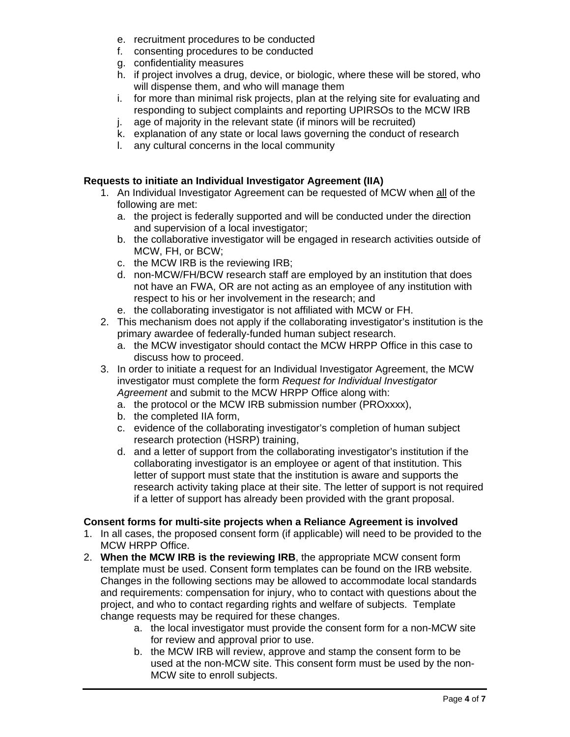e. recruitment procedures to be conducted
f. consenting procedures to be conducted
g. confidentiality measures
h. if project involves a drug, device, or biologic, where these will be stored, who will dispense them, and who will manage them
i. for more than minimal risk projects, plan at the relying site for evaluating and responding to subject complaints and reporting UPIRSOs to the MCW IRB
j. age of majority in the relevant state (if minors will be recruited)
k. explanation of any state or local laws governing the conduct of research
l. any cultural concerns in the local community

**Requests to initiate an Individual Investigator Agreement (IIA)**

1. An Individual Investigator Agreement can be requested of MCW when <u>all</u> of the following are met:
   a. the project is federally supported and will be conducted under the direction and supervision of a local investigator;
   b. the collaborative investigator will be engaged in research activities outside of MCW, FH, or BCW;
   c. the MCW IRB is the reviewing IRB;
   d. non-MCW/FH/BCW research staff are employed by an institution that does not have an FWA, OR are not acting as an employee of any institution with respect to his or her involvement in the research; and
   e. the collaborating investigator is not affiliated with MCW or FH.
2. This mechanism does not apply if the collaborating investigator's institution is the primary awardee of federally-funded human subject research.
   a. the MCW investigator should contact the MCW HRPP Office in this case to discuss how to proceed.
3. In order to initiate a request for an Individual Investigator Agreement, the MCW investigator must complete the form *Request for Individual Investigator Agreement* and submit to the MCW HRPP Office along with:
   a. the protocol or the MCW IRB submission number (PROxxxx),
   b. the completed IIA form,
   c. evidence of the collaborating investigator's completion of human subject research protection (HSRP) training,
   d. and a letter of support from the collaborating investigator's institution if the collaborating investigator is an employee or agent of that institution. This letter of support must state that the institution is aware and supports the research activity taking place at their site. The letter of support is not required if a letter of support has already been provided with the grant proposal.

**Consent forms for multi-site projects when a Reliance Agreement is involved**

1. In all cases, the proposed consent form (if applicable) will need to be provided to the MCW HRPP Office.
2. **When the MCW IRB is the reviewing IRB**, the appropriate MCW consent form template must be used. Consent form templates can be found on the IRB website. Changes in the following sections may be allowed to accommodate local standards and requirements: compensation for injury, who to contact with questions about the project, and who to contact regarding rights and welfare of subjects. Template change requests may be required for these changes.
   a. the local investigator must provide the consent form for a non-MCW site for review and approval prior to use.
   b. the MCW IRB will review, approve and stamp the consent form to be used at the non-MCW site. This consent form must be used by the non-MCW site to enroll subjects.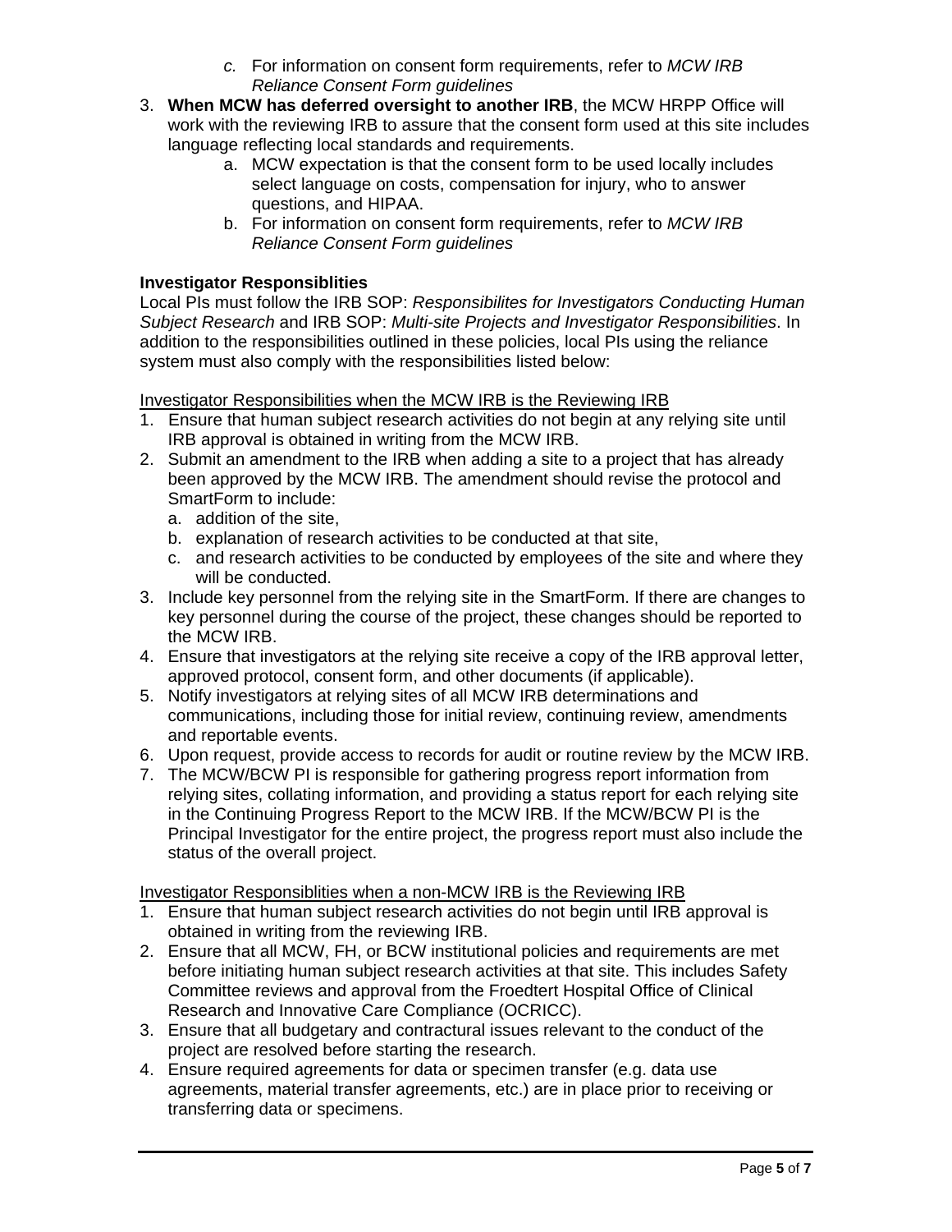c. For information on consent form requirements, refer to *MCW IRB Reliance Consent Form guidelines*

3. **When MCW has deferred oversight to another IRB**, the MCW HRPP Office will work with the reviewing IRB to assure that the consent form used at this site includes language reflecting local standards and requirements.
   a. MCW expectation is that the consent form to be used locally includes select language on costs, compensation for injury, who to answer questions, and HIPAA.
   b. For information on consent form requirements, refer to *MCW IRB Reliance Consent Form guidelines*

**Investigator Responsiblities**

Local PIs must follow the IRB SOP: *Responsibilites for Investigators Conducting Human Subject Research* and IRB SOP: *Multi-site Projects and Investigator Responsibilities*. In addition to the responsibilities outlined in these policies, local PIs using the reliance system must also comply with the responsibilities listed below:

<u>Investigator Responsibilities when the MCW IRB is the Reviewing IRB</u>

1. Ensure that human subject research activities do not begin at any relying site until IRB approval is obtained in writing from the MCW IRB.
2. Submit an amendment to the IRB when adding a site to a project that has already been approved by the MCW IRB. The amendment should revise the protocol and SmartForm to include:
   a. addition of the site,
   b. explanation of research activities to be conducted at that site,
   c. and research activities to be conducted by employees of the site and where they will be conducted.
3. Include key personnel from the relying site in the SmartForm. If there are changes to key personnel during the course of the project, these changes should be reported to the MCW IRB.
4. Ensure that investigators at the relying site receive a copy of the IRB approval letter, approved protocol, consent form, and other documents (if applicable).
5. Notify investigators at relying sites of all MCW IRB determinations and communications, including those for initial review, continuing review, amendments and reportable events.
6. Upon request, provide access to records for audit or routine review by the MCW IRB.
7. The MCW/BCW PI is responsible for gathering progress report information from relying sites, collating information, and providing a status report for each relying site in the Continuing Progress Report to the MCW IRB. If the MCW/BCW PI is the Principal Investigator for the entire project, the progress report must also include the status of the overall project.

<u>Investigator Responsiblities when a non-MCW IRB is the Reviewing IRB</u>

1. Ensure that human subject research activities do not begin until IRB approval is obtained in writing from the reviewing IRB.
2. Ensure that all MCW, FH, or BCW institutional policies and requirements are met before initiating human subject research activities at that site. This includes Safety Committee reviews and approval from the Froedtert Hospital Office of Clinical Research and Innovative Care Compliance (OCRICC).
3. Ensure that all budgetary and contractural issues relevant to the conduct of the project are resolved before starting the research.
4. Ensure required agreements for data or specimen transfer (e.g. data use agreements, material transfer agreements, etc.) are in place prior to receiving or transferring data or specimens.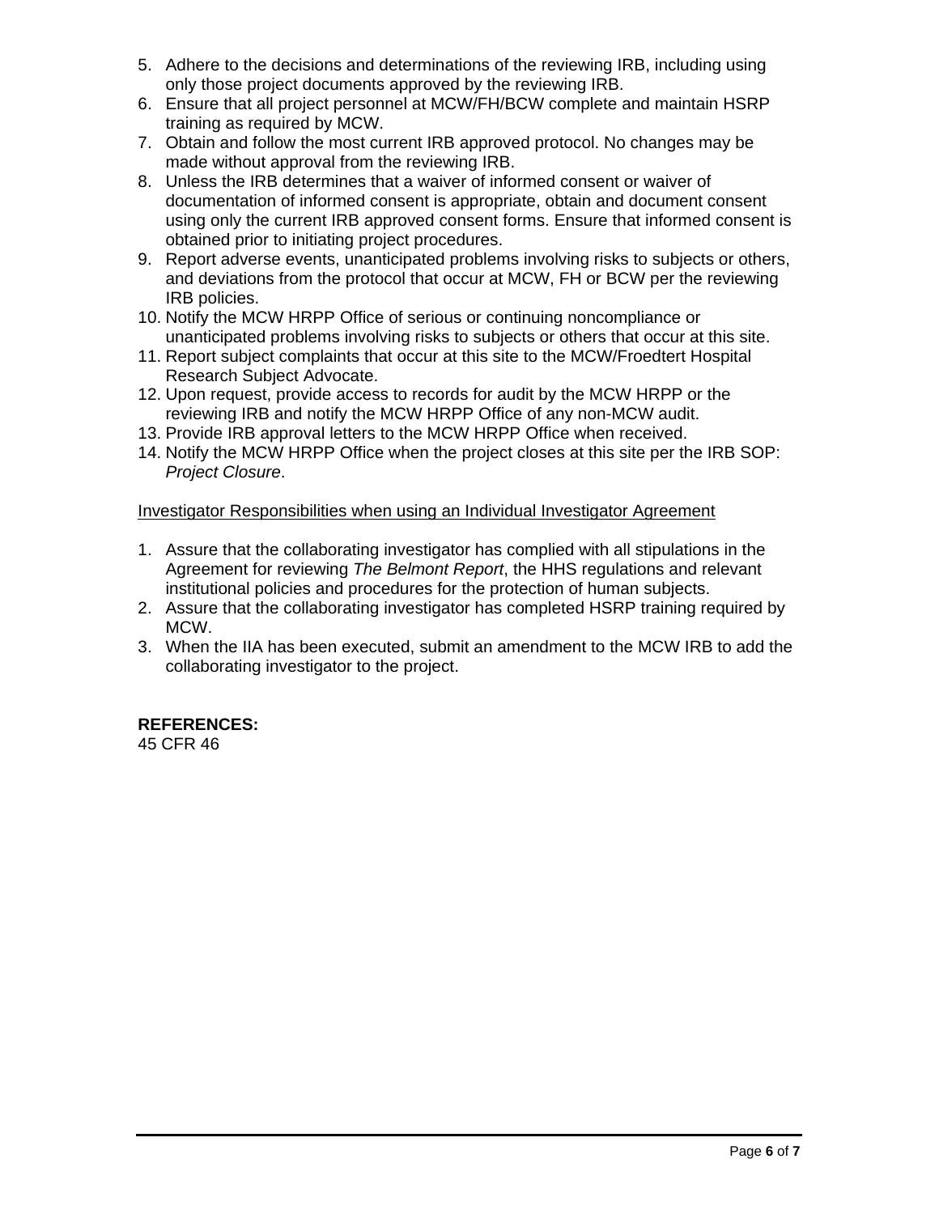5. Adhere to the decisions and determinations of the reviewing IRB, including using only those project documents approved by the reviewing IRB.
6. Ensure that all project personnel at MCW/FH/BCW complete and maintain HSRP training as required by MCW.
7. Obtain and follow the most current IRB approved protocol. No changes may be made without approval from the reviewing IRB.
8. Unless the IRB determines that a waiver of informed consent or waiver of documentation of informed consent is appropriate, obtain and document consent using only the current IRB approved consent forms. Ensure that informed consent is obtained prior to initiating project procedures.
9. Report adverse events, unanticipated problems involving risks to subjects or others, and deviations from the protocol that occur at MCW, FH or BCW per the reviewing IRB policies.
10. Notify the MCW HRPP Office of serious or continuing noncompliance or unanticipated problems involving risks to subjects or others that occur at this site.
11. Report subject complaints that occur at this site to the MCW/Froedtert Hospital Research Subject Advocate.
12. Upon request, provide access to records for audit by the MCW HRPP or the reviewing IRB and notify the MCW HRPP Office of any non-MCW audit.
13. Provide IRB approval letters to the MCW HRPP Office when received.
14. Notify the MCW HRPP Office when the project closes at this site per the IRB SOP: *Project Closure*.

<u>Investigator Responsibilities when using an Individual Investigator Agreement</u>

1. Assure that the collaborating investigator has complied with all stipulations in the Agreement for reviewing *The Belmont Report*, the HHS regulations and relevant institutional policies and procedures for the protection of human subjects.
2. Assure that the collaborating investigator has completed HSRP training required by MCW.
3. When the IIA has been executed, submit an amendment to the MCW IRB to add the collaborating investigator to the project.

**REFERENCES:**
45 CFR 46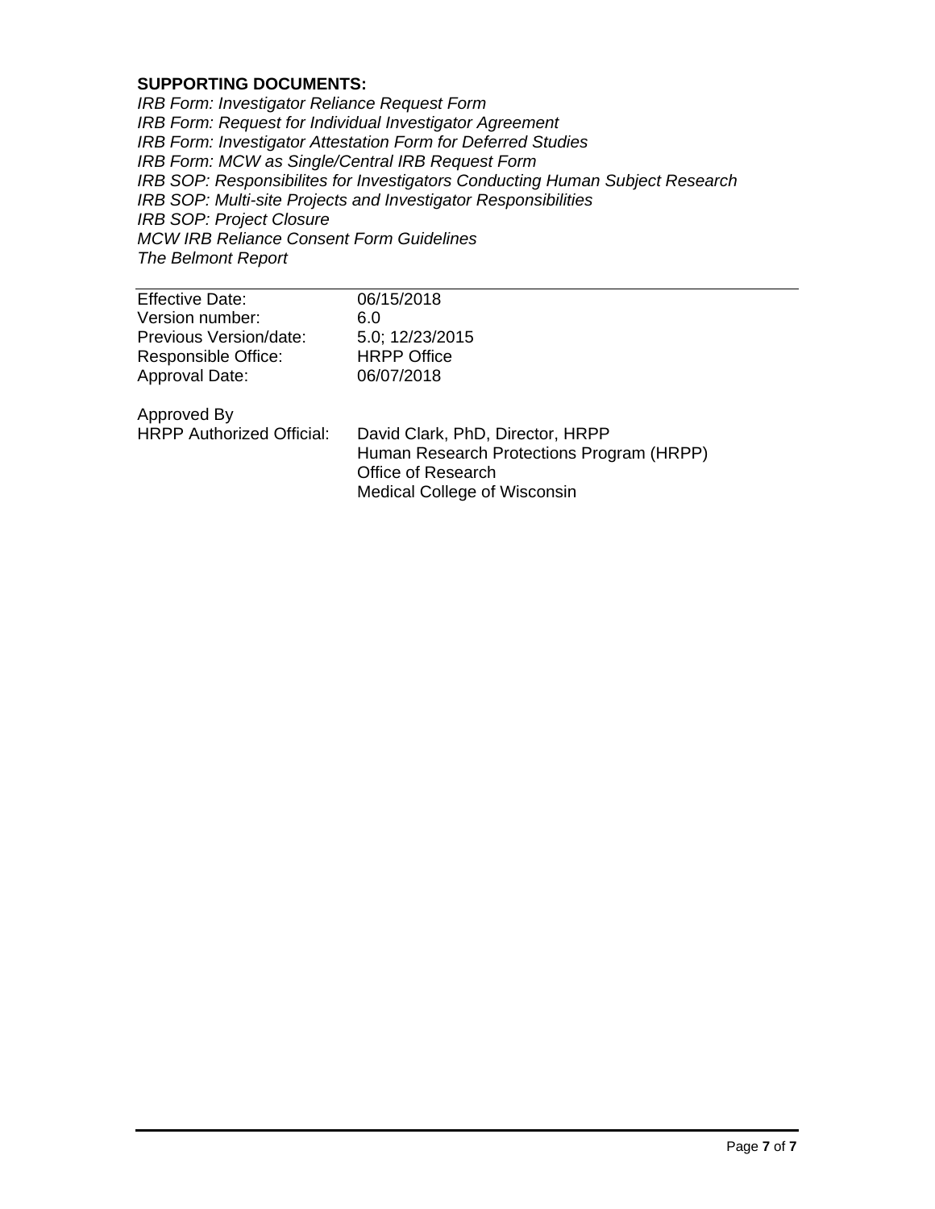**SUPPORTING DOCUMENTS:**

*IRB Form: Investigator Reliance Request Form*
*IRB Form: Request for Individual Investigator Agreement*
*IRB Form: Investigator Attestation Form for Deferred Studies*
*IRB Form: MCW as Single/Central IRB Request Form*
*IRB SOP: Responsibilites for Investigators Conducting Human Subject Research*
*IRB SOP: Multi-site Projects and Investigator Responsibilities*
*IRB SOP: Project Closure*
*MCW IRB Reliance Consent Form Guidelines*
*The Belmont Report*

---

| | |
|---|---|
| Effective Date: | 06/15/2018 |
| Version number: | 6.0 |
| Previous Version/date: | 5.0; 12/23/2015 |
| Responsible Office: | HRPP Office |
| Approval Date: | 06/07/2018 |

Approved By

| | |
|---|---|
| HRPP Authorized Official: | David Clark, PhD, Director, HRPP<br>Human Research Protections Program (HRPP)<br>Office of Research<br>Medical College of Wisconsin |